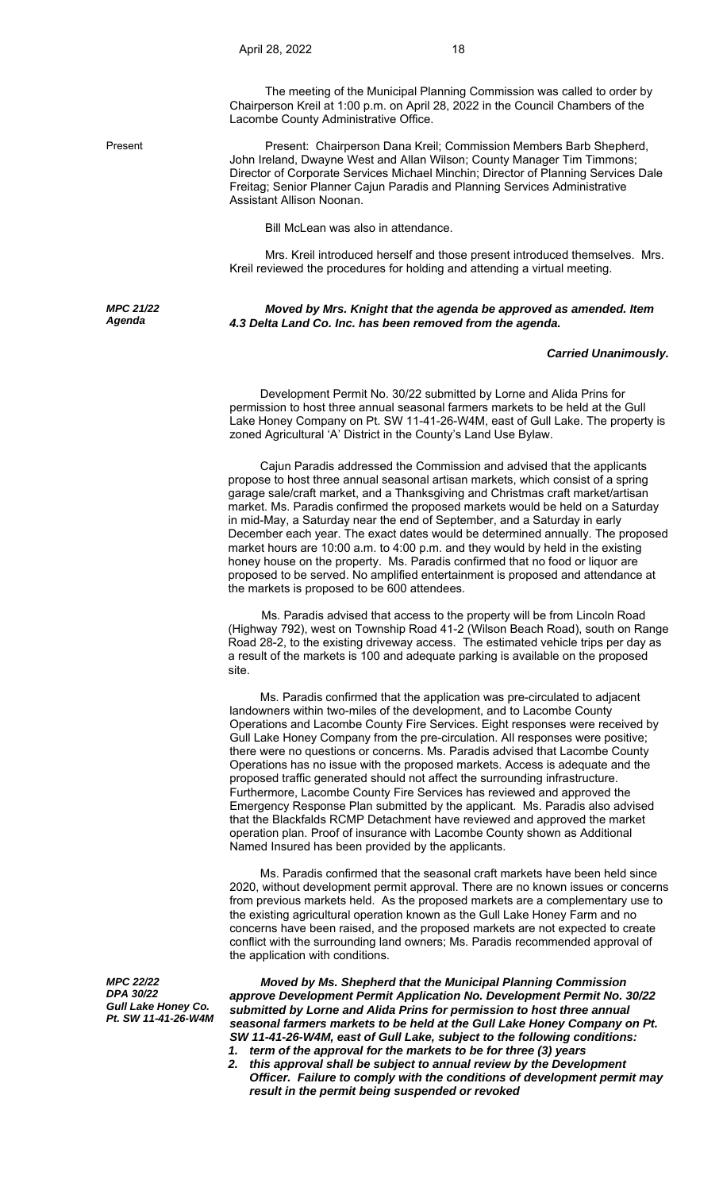The meeting of the Municipal Planning Commission was called to order by Chairperson Kreil at 1:00 p.m. on April 28, 2022 in the Council Chambers of the Lacombe County Administrative Office.

Present

Present: Chairperson Dana Kreil; Commission Members Barb Shepherd, John Ireland, Dwayne West and Allan Wilson; County Manager Tim Timmons; Director of Corporate Services Michael Minchin; Director of Planning Services Dale Freitag; Senior Planner Cajun Paradis and Planning Services Administrative Assistant Allison Noonan.

Bill McLean was also in attendance.

Mrs. Kreil introduced herself and those present introduced themselves. Mrs. Kreil reviewed the procedures for holding and attending a virtual meeting.

***MPC 21/22***
***Agenda***

***Moved by Mrs. Knight that the agenda be approved as amended. Item 4.3 Delta Land Co. Inc. has been removed from the agenda.***

***Carried Unanimously.***

Development Permit No. 30/22 submitted by Lorne and Alida Prins for permission to host three annual seasonal farmers markets to be held at the Gull Lake Honey Company on Pt. SW 11-41-26-W4M, east of Gull Lake. The property is zoned Agricultural 'A' District in the County's Land Use Bylaw.

Cajun Paradis addressed the Commission and advised that the applicants propose to host three annual seasonal artisan markets, which consist of a spring garage sale/craft market, and a Thanksgiving and Christmas craft market/artisan market. Ms. Paradis confirmed the proposed markets would be held on a Saturday in mid-May, a Saturday near the end of September, and a Saturday in early December each year. The exact dates would be determined annually. The proposed market hours are 10:00 a.m. to 4:00 p.m. and they would by held in the existing honey house on the property. Ms. Paradis confirmed that no food or liquor are proposed to be served. No amplified entertainment is proposed and attendance at the markets is proposed to be 600 attendees.

Ms. Paradis advised that access to the property will be from Lincoln Road (Highway 792), west on Township Road 41-2 (Wilson Beach Road), south on Range Road 28-2, to the existing driveway access. The estimated vehicle trips per day as a result of the markets is 100 and adequate parking is available on the proposed site.

Ms. Paradis confirmed that the application was pre-circulated to adjacent landowners within two-miles of the development, and to Lacombe County Operations and Lacombe County Fire Services. Eight responses were received by Gull Lake Honey Company from the pre-circulation. All responses were positive; there were no questions or concerns. Ms. Paradis advised that Lacombe County Operations has no issue with the proposed markets. Access is adequate and the proposed traffic generated should not affect the surrounding infrastructure. Furthermore, Lacombe County Fire Services has reviewed and approved the Emergency Response Plan submitted by the applicant. Ms. Paradis also advised that the Blackfalds RCMP Detachment have reviewed and approved the market operation plan. Proof of insurance with Lacombe County shown as Additional Named Insured has been provided by the applicants.

Ms. Paradis confirmed that the seasonal craft markets have been held since 2020, without development permit approval. There are no known issues or concerns from previous markets held. As the proposed markets are a complementary use to the existing agricultural operation known as the Gull Lake Honey Farm and no concerns have been raised, and the proposed markets are not expected to create conflict with the surrounding land owners; Ms. Paradis recommended approval of the application with conditions.

***MPC 22/22***
***DPA 30/22***
***Gull Lake Honey Co.***
***Pt. SW 11-41-26-W4M***

***Moved by Ms. Shepherd that the Municipal Planning Commission approve Development Permit Application No. Development Permit No. 30/22 submitted by Lorne and Alida Prins for permission to host three annual seasonal farmers markets to be held at the Gull Lake Honey Company on Pt. SW 11-41-26-W4M, east of Gull Lake, subject to the following conditions:***

1. ***term of the approval for the markets to be for three (3) years***
2. ***this approval shall be subject to annual review by the Development Officer. Failure to comply with the conditions of development permit may result in the permit being suspended or revoked***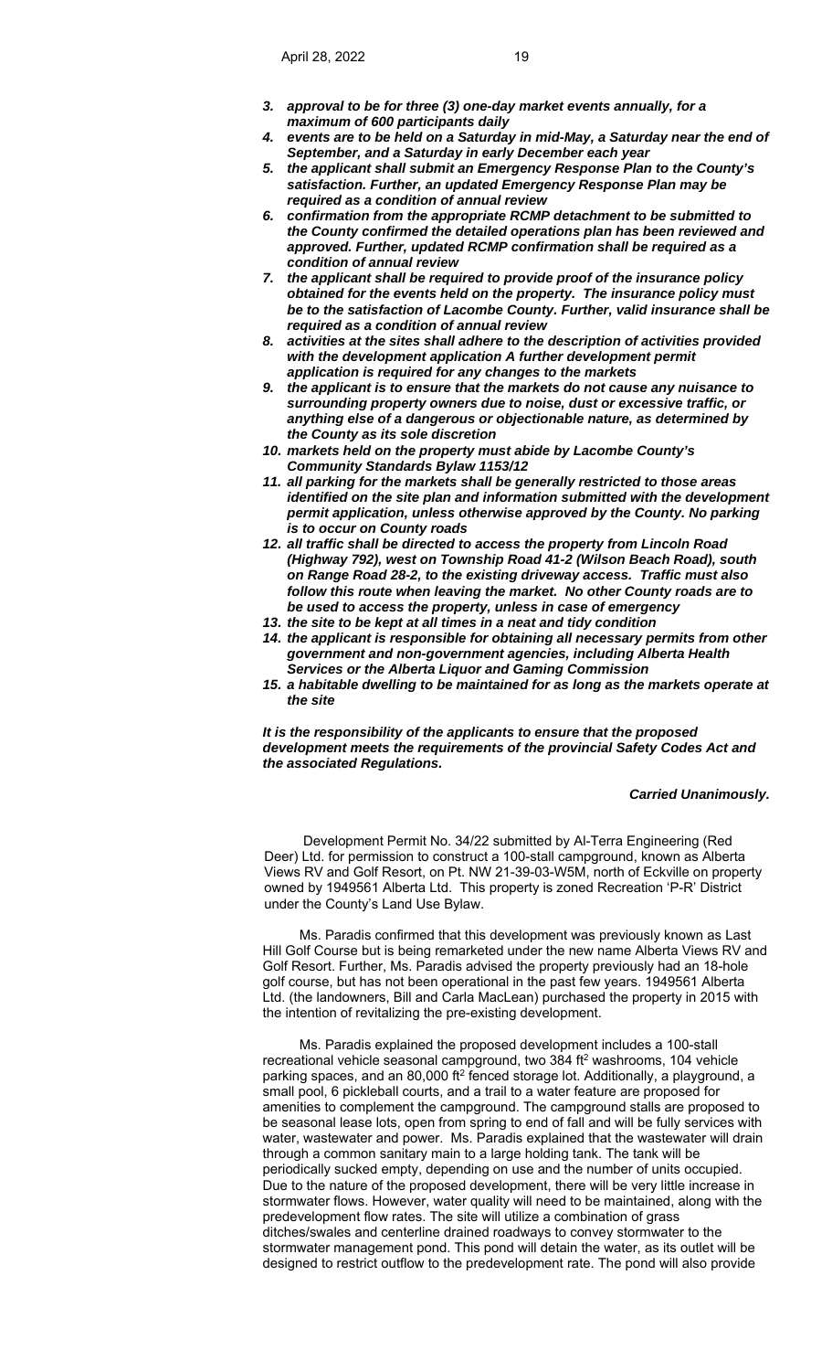3. ***approval to be for three (3) one-day market events annually, for a maximum of 600 participants daily***
4. ***events are to be held on a Saturday in mid-May, a Saturday near the end of September, and a Saturday in early December each year***
5. ***the applicant shall submit an Emergency Response Plan to the County's satisfaction. Further, an updated Emergency Response Plan may be required as a condition of annual review***
6. ***confirmation from the appropriate RCMP detachment to be submitted to the County confirmed the detailed operations plan has been reviewed and approved. Further, updated RCMP confirmation shall be required as a condition of annual review***
7. ***the applicant shall be required to provide proof of the insurance policy obtained for the events held on the property. The insurance policy must be to the satisfaction of Lacombe County. Further, valid insurance shall be required as a condition of annual review***
8. ***activities at the sites shall adhere to the description of activities provided with the development application A further development permit application is required for any changes to the markets***
9. ***the applicant is to ensure that the markets do not cause any nuisance to surrounding property owners due to noise, dust or excessive traffic, or anything else of a dangerous or objectionable nature, as determined by the County as its sole discretion***
10. ***markets held on the property must abide by Lacombe County's Community Standards Bylaw 1153/12***
11. ***all parking for the markets shall be generally restricted to those areas identified on the site plan and information submitted with the development permit application, unless otherwise approved by the County. No parking is to occur on County roads***
12. ***all traffic shall be directed to access the property from Lincoln Road (Highway 792), west on Township Road 41-2 (Wilson Beach Road), south on Range Road 28-2, to the existing driveway access. Traffic must also follow this route when leaving the market. No other County roads are to be used to access the property, unless in case of emergency***
13. ***the site to be kept at all times in a neat and tidy condition***
14. ***the applicant is responsible for obtaining all necessary permits from other government and non-government agencies, including Alberta Health Services or the Alberta Liquor and Gaming Commission***
15. ***a habitable dwelling to be maintained for as long as the markets operate at the site***

***It is the responsibility of the applicants to ensure that the proposed development meets the requirements of the provincial Safety Codes Act and the associated Regulations.***

***Carried Unanimously.***

Development Permit No. 34/22 submitted by Al-Terra Engineering (Red Deer) Ltd. for permission to construct a 100-stall campground, known as Alberta Views RV and Golf Resort, on Pt. NW 21-39-03-W5M, north of Eckville on property owned by 1949561 Alberta Ltd. This property is zoned Recreation 'P-R' District under the County's Land Use Bylaw.

Ms. Paradis confirmed that this development was previously known as Last Hill Golf Course but is being remarketed under the new name Alberta Views RV and Golf Resort. Further, Ms. Paradis advised the property previously had an 18-hole golf course, but has not been operational in the past few years. 1949561 Alberta Ltd. (the landowners, Bill and Carla MacLean) purchased the property in 2015 with the intention of revitalizing the pre-existing development.

Ms. Paradis explained the proposed development includes a 100-stall recreational vehicle seasonal campground, two 384 ft$^2$ washrooms, 104 vehicle parking spaces, and an 80,000 ft$^2$ fenced storage lot. Additionally, a playground, a small pool, 6 pickleball courts, and a trail to a water feature are proposed for amenities to complement the campground. The campground stalls are proposed to be seasonal lease lots, open from spring to end of fall and will be fully services with water, wastewater and power. Ms. Paradis explained that the wastewater will drain through a common sanitary main to a large holding tank. The tank will be periodically sucked empty, depending on use and the number of units occupied. Due to the nature of the proposed development, there will be very little increase in stormwater flows. However, water quality will need to be maintained, along with the predevelopment flow rates. The site will utilize a combination of grass ditches/swales and centerline drained roadways to convey stormwater to the stormwater management pond. This pond will detain the water, as its outlet will be designed to restrict outflow to the predevelopment rate. The pond will also provide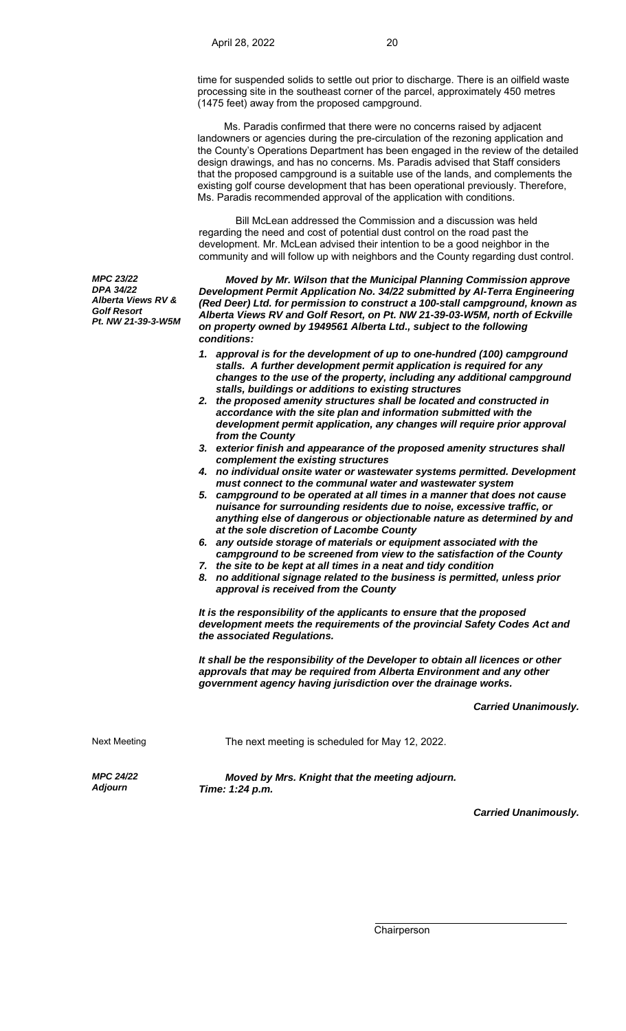time for suspended solids to settle out prior to discharge. There is an oilfield waste processing site in the southeast corner of the parcel, approximately 450 metres (1475 feet) away from the proposed campground.

Ms. Paradis confirmed that there were no concerns raised by adjacent landowners or agencies during the pre-circulation of the rezoning application and the County's Operations Department has been engaged in the review of the detailed design drawings, and has no concerns. Ms. Paradis advised that Staff considers that the proposed campground is a suitable use of the lands, and complements the existing golf course development that has been operational previously. Therefore, Ms. Paradis recommended approval of the application with conditions.

Bill McLean addressed the Commission and a discussion was held regarding the need and cost of potential dust control on the road past the development. Mr. McLean advised their intention to be a good neighbor in the community and will follow up with neighbors and the County regarding dust control.

***MPC 23/22***
***DPA 34/22***
***Alberta Views RV & Golf Resort***
***Pt. NW 21-39-3-W5M***

***Moved by Mr. Wilson that the Municipal Planning Commission approve Development Permit Application No. 34/22 submitted by Al-Terra Engineering (Red Deer) Ltd. for permission to construct a 100-stall campground, known as Alberta Views RV and Golf Resort, on Pt. NW 21-39-03-W5M, north of Eckville on property owned by 1949561 Alberta Ltd., subject to the following conditions:***

1. ***approval is for the development of up to one-hundred (100) campground stalls. A further development permit application is required for any changes to the use of the property, including any additional campground stalls, buildings or additions to existing structures***
2. ***the proposed amenity structures shall be located and constructed in accordance with the site plan and information submitted with the development permit application, any changes will require prior approval from the County***
3. ***exterior finish and appearance of the proposed amenity structures shall complement the existing structures***
4. ***no individual onsite water or wastewater systems permitted. Development must connect to the communal water and wastewater system***
5. ***campground to be operated at all times in a manner that does not cause nuisance for surrounding residents due to noise, excessive traffic, or anything else of dangerous or objectionable nature as determined by and at the sole discretion of Lacombe County***
6. ***any outside storage of materials or equipment associated with the campground to be screened from view to the satisfaction of the County***
7. ***the site to be kept at all times in a neat and tidy condition***
8. ***no additional signage related to the business is permitted, unless prior approval is received from the County***

***It is the responsibility of the applicants to ensure that the proposed development meets the requirements of the provincial Safety Codes Act and the associated Regulations.***

***It shall be the responsibility of the Developer to obtain all licences or other approvals that may be required from Alberta Environment and any other government agency having jurisdiction over the drainage works.***

***Carried Unanimously.***

Next Meeting

The next meeting is scheduled for May 12, 2022.

***MPC 24/22***
***Adjourn***

***Moved by Mrs. Knight that the meeting adjourn.***
***Time: 1:24 p.m.***

***Carried Unanimously.***

Chairperson